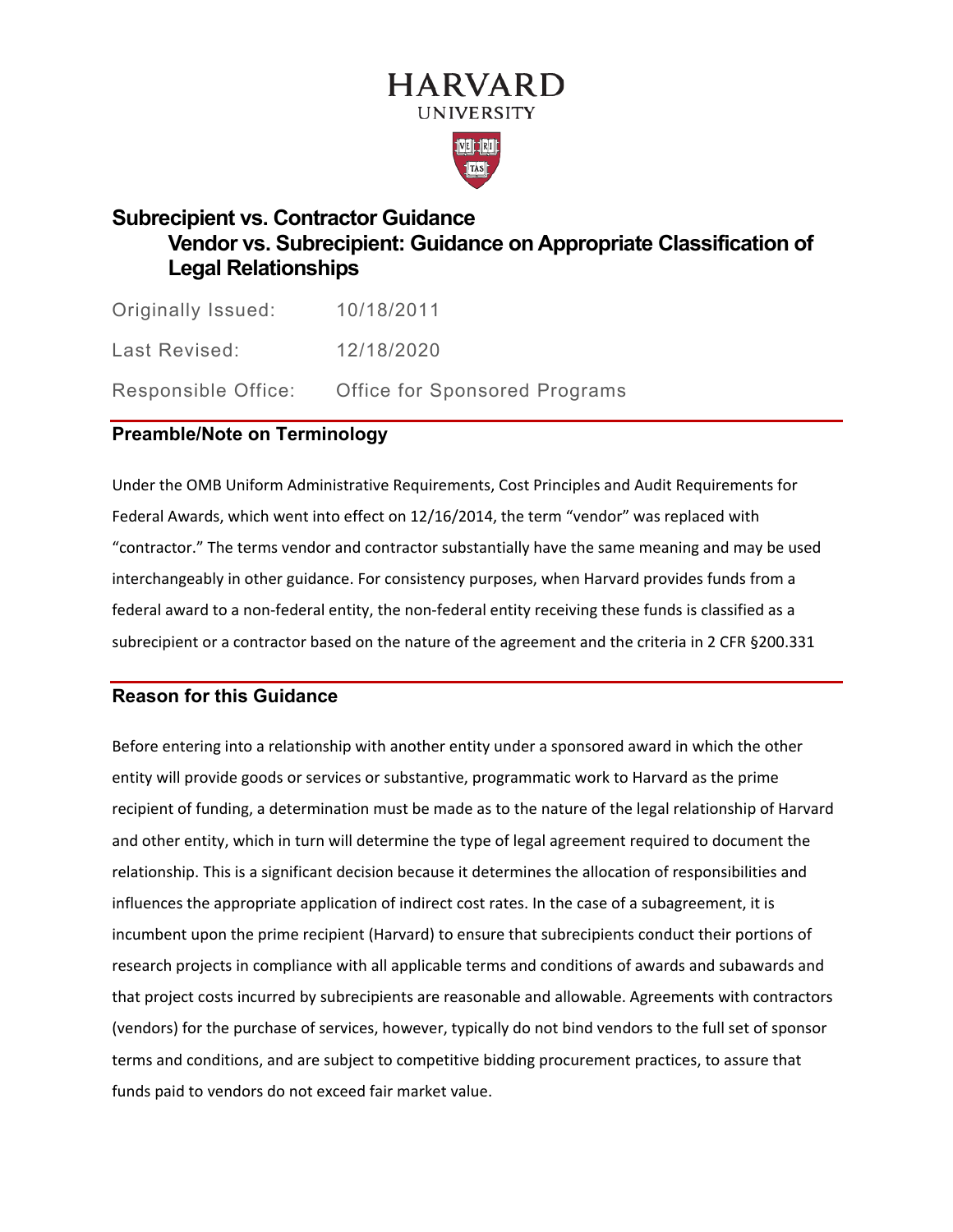HARVARD
UNIVERSITY

# Subrecipient vs. Contractor Guidance

## Vendor vs. Subrecipient: Guidance on Appropriate Classification of Legal Relationships

| | |
|---|---|
| Originally Issued: | 10/18/2011 |
| Last Revised: | 12/18/2020 |
| Responsible Office: | Office for Sponsored Programs |

### Preamble/Note on Terminology

Under the OMB Uniform Administrative Requirements, Cost Principles and Audit Requirements for Federal Awards, which went into effect on 12/16/2014, the term "vendor" was replaced with "contractor." The terms vendor and contractor substantially have the same meaning and may be used interchangeably in other guidance. For consistency purposes, when Harvard provides funds from a federal award to a non-federal entity, the non-federal entity receiving these funds is classified as a subrecipient or a contractor based on the nature of the agreement and the criteria in 2 CFR §200.331

### Reason for this Guidance

Before entering into a relationship with another entity under a sponsored award in which the other entity will provide goods or services or substantive, programmatic work to Harvard as the prime recipient of funding, a determination must be made as to the nature of the legal relationship of Harvard and other entity, which in turn will determine the type of legal agreement required to document the relationship. This is a significant decision because it determines the allocation of responsibilities and influences the appropriate application of indirect cost rates. In the case of a subagreement, it is incumbent upon the prime recipient (Harvard) to ensure that subrecipients conduct their portions of research projects in compliance with all applicable terms and conditions of awards and subawards and that project costs incurred by subrecipients are reasonable and allowable. Agreements with contractors (vendors) for the purchase of services, however, typically do not bind vendors to the full set of sponsor terms and conditions, and are subject to competitive bidding procurement practices, to assure that funds paid to vendors do not exceed fair market value.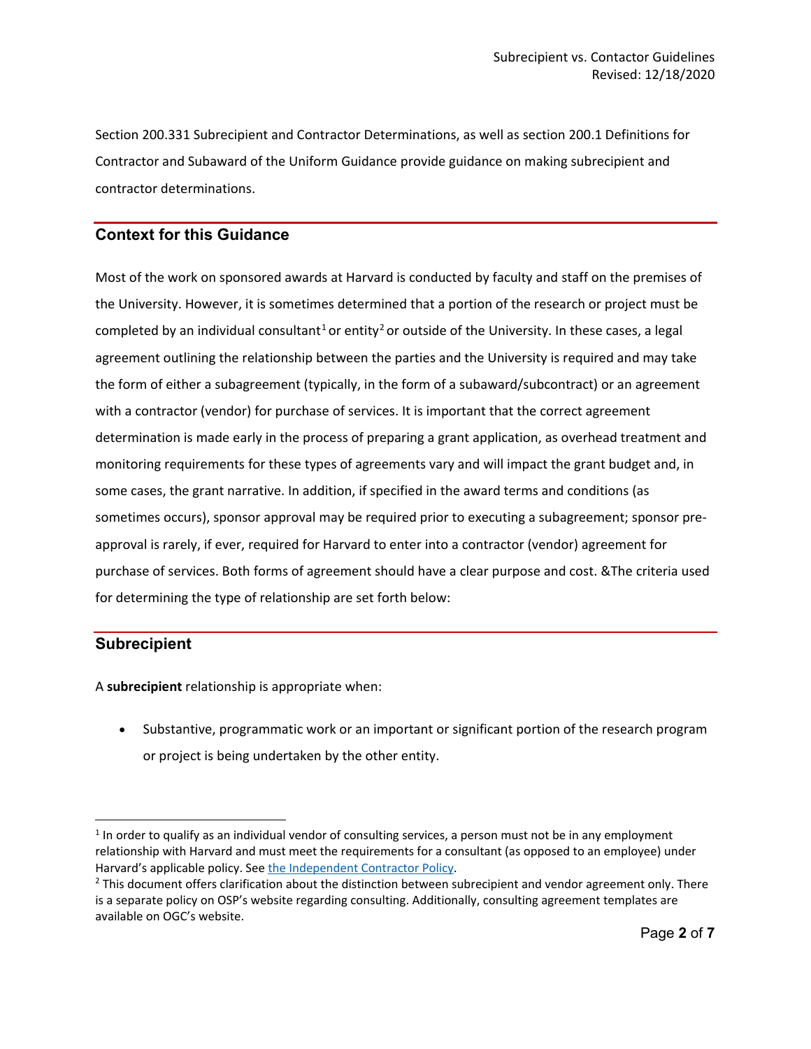Section 200.331 Subrecipient and Contractor Determinations, as well as section 200.1 Definitions for Contractor and Subaward of the Uniform Guidance provide guidance on making subrecipient and contractor determinations.

## Context for this Guidance

Most of the work on sponsored awards at Harvard is conducted by faculty and staff on the premises of the University. However, it is sometimes determined that a portion of the research or project must be completed by an individual consultant[1] or entity[2] or outside of the University. In these cases, a legal agreement outlining the relationship between the parties and the University is required and may take the form of either a subagreement (typically, in the form of a subaward/subcontract) or an agreement with a contractor (vendor) for purchase of services. It is important that the correct agreement determination is made early in the process of preparing a grant application, as overhead treatment and monitoring requirements for these types of agreements vary and will impact the grant budget and, in some cases, the grant narrative. In addition, if specified in the award terms and conditions (as sometimes occurs), sponsor approval may be required prior to executing a subagreement; sponsor pre-approval is rarely, if ever, required for Harvard to enter into a contractor (vendor) agreement for purchase of services. Both forms of agreement should have a clear purpose and cost. &The criteria used for determining the type of relationship are set forth below:

## Subrecipient

A **subrecipient** relationship is appropriate when:

- Substantive, programmatic work or an important or significant portion of the research program or project is being undertaken by the other entity.

---

[1] In order to qualify as an individual vendor of consulting services, a person must not be in any employment relationship with Harvard and must meet the requirements for a consultant (as opposed to an employee) under Harvard's applicable policy. See [the Independent Contractor Policy](#).

[2] This document offers clarification about the distinction between subrecipient and vendor agreement only. There is a separate policy on OSP's website regarding consulting. Additionally, consulting agreement templates are available on OGC's website.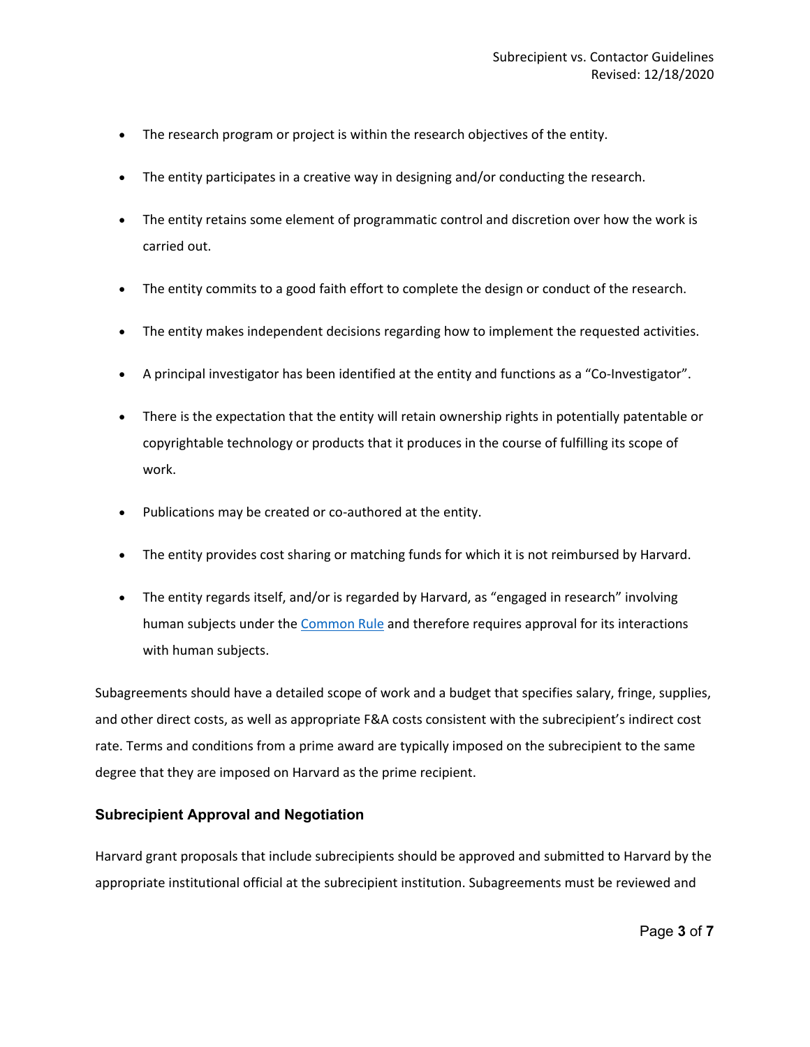- The research program or project is within the research objectives of the entity.
- The entity participates in a creative way in designing and/or conducting the research.
- The entity retains some element of programmatic control and discretion over how the work is carried out.
- The entity commits to a good faith effort to complete the design or conduct of the research.
- The entity makes independent decisions regarding how to implement the requested activities.
- A principal investigator has been identified at the entity and functions as a "Co-Investigator".
- There is the expectation that the entity will retain ownership rights in potentially patentable or copyrightable technology or products that it produces in the course of fulfilling its scope of work.
- Publications may be created or co-authored at the entity.
- The entity provides cost sharing or matching funds for which it is not reimbursed by Harvard.
- The entity regards itself, and/or is regarded by Harvard, as "engaged in research" involving human subjects under the Common Rule and therefore requires approval for its interactions with human subjects.

Subagreements should have a detailed scope of work and a budget that specifies salary, fringe, supplies, and other direct costs, as well as appropriate F&A costs consistent with the subrecipient's indirect cost rate. Terms and conditions from a prime award are typically imposed on the subrecipient to the same degree that they are imposed on Harvard as the prime recipient.

### Subrecipient Approval and Negotiation

Harvard grant proposals that include subrecipients should be approved and submitted to Harvard by the appropriate institutional official at the subrecipient institution. Subagreements must be reviewed and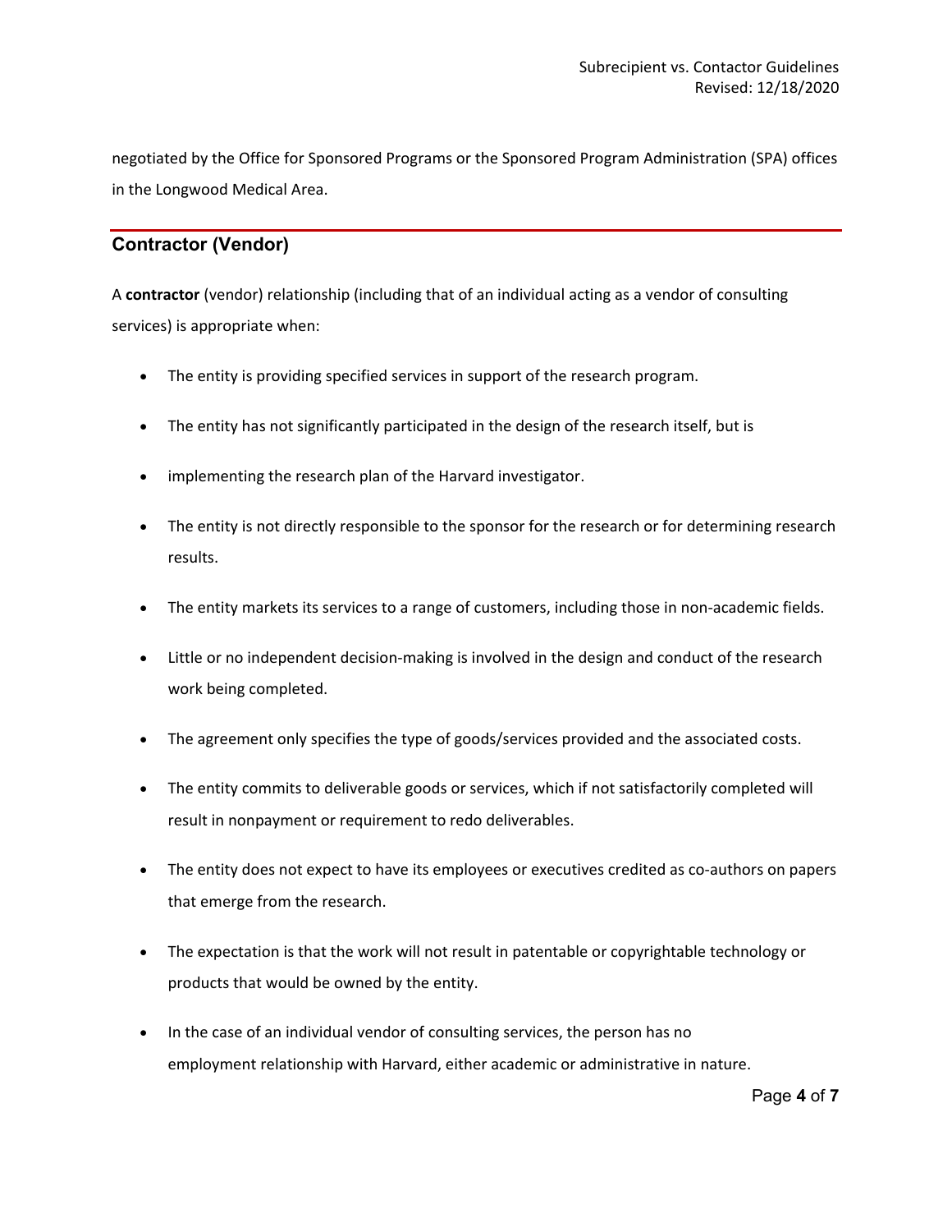negotiated by the Office for Sponsored Programs or the Sponsored Program Administration (SPA) offices in the Longwood Medical Area.

## Contractor (Vendor)

A **contractor** (vendor) relationship (including that of an individual acting as a vendor of consulting services) is appropriate when:

- The entity is providing specified services in support of the research program.
- The entity has not significantly participated in the design of the research itself, but is
- implementing the research plan of the Harvard investigator.
- The entity is not directly responsible to the sponsor for the research or for determining research results.
- The entity markets its services to a range of customers, including those in non-academic fields.
- Little or no independent decision-making is involved in the design and conduct of the research work being completed.
- The agreement only specifies the type of goods/services provided and the associated costs.
- The entity commits to deliverable goods or services, which if not satisfactorily completed will result in nonpayment or requirement to redo deliverables.
- The entity does not expect to have its employees or executives credited as co-authors on papers that emerge from the research.
- The expectation is that the work will not result in patentable or copyrightable technology or products that would be owned by the entity.
- In the case of an individual vendor of consulting services, the person has no employment relationship with Harvard, either academic or administrative in nature.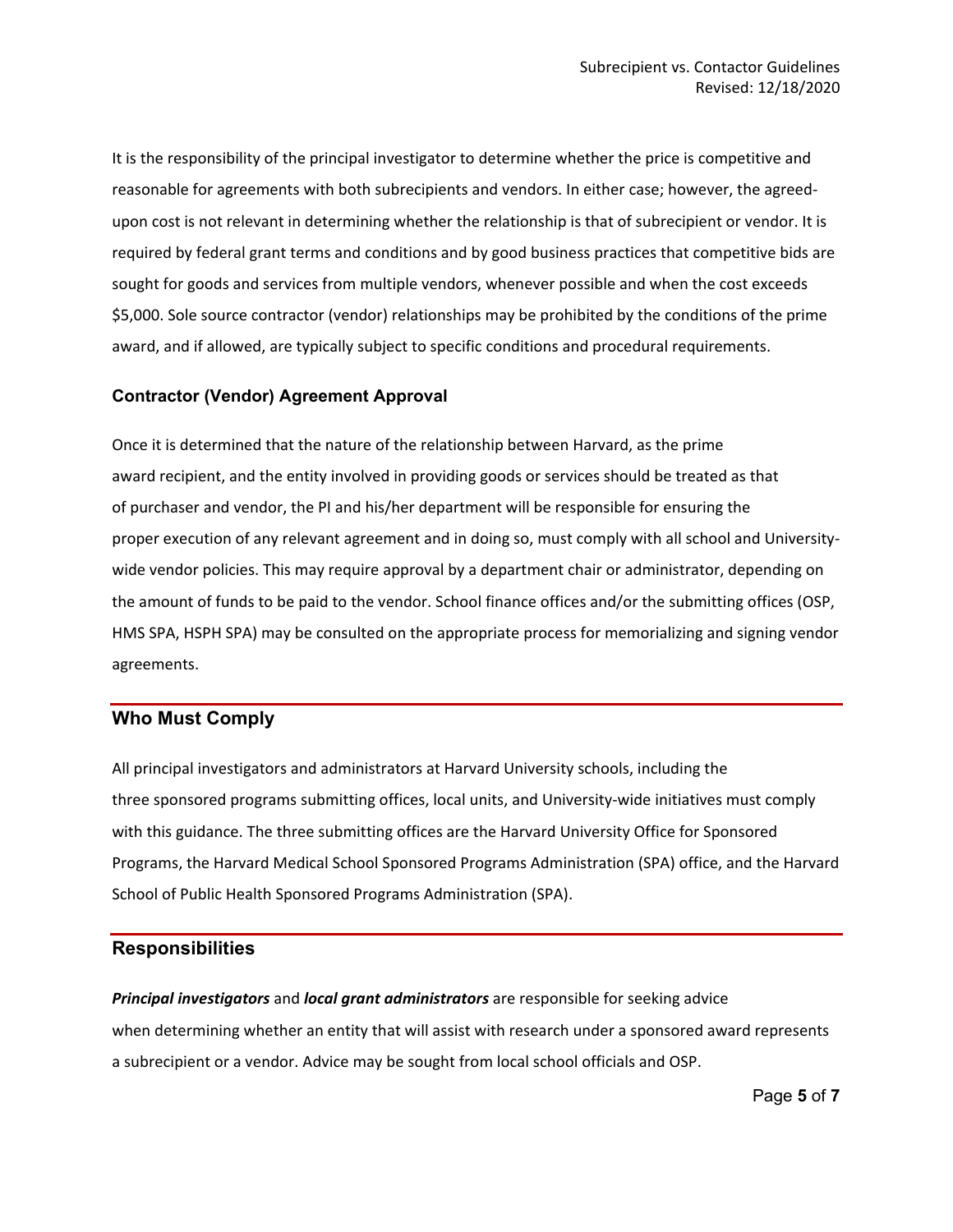It is the responsibility of the principal investigator to determine whether the price is competitive and reasonable for agreements with both subrecipients and vendors. In either case; however, the agreed-upon cost is not relevant in determining whether the relationship is that of subrecipient or vendor. It is required by federal grant terms and conditions and by good business practices that competitive bids are sought for goods and services from multiple vendors, whenever possible and when the cost exceeds $5,000. Sole source contractor (vendor) relationships may be prohibited by the conditions of the prime award, and if allowed, are typically subject to specific conditions and procedural requirements.

### Contractor (Vendor) Agreement Approval

Once it is determined that the nature of the relationship between Harvard, as the prime award recipient, and the entity involved in providing goods or services should be treated as that of purchaser and vendor, the PI and his/her department will be responsible for ensuring the proper execution of any relevant agreement and in doing so, must comply with all school and University-wide vendor policies. This may require approval by a department chair or administrator, depending on the amount of funds to be paid to the vendor. School finance offices and/or the submitting offices (OSP, HMS SPA, HSPH SPA) may be consulted on the appropriate process for memorializing and signing vendor agreements.

## Who Must Comply

All principal investigators and administrators at Harvard University schools, including the three sponsored programs submitting offices, local units, and University-wide initiatives must comply with this guidance. The three submitting offices are the Harvard University Office for Sponsored Programs, the Harvard Medical School Sponsored Programs Administration (SPA) office, and the Harvard School of Public Health Sponsored Programs Administration (SPA).

## Responsibilities

***Principal investigators*** and ***local grant administrators*** are responsible for seeking advice when determining whether an entity that will assist with research under a sponsored award represents a subrecipient or a vendor. Advice may be sought from local school officials and OSP.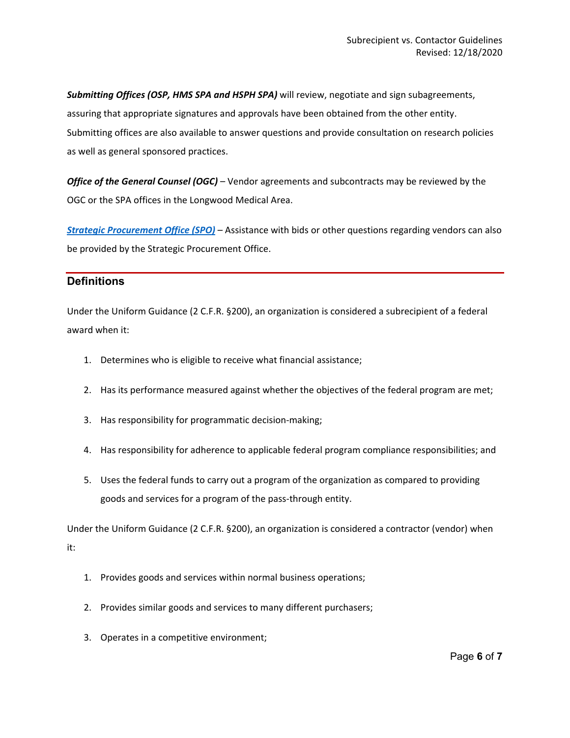***Submitting Offices (OSP, HMS SPA and HSPH SPA)*** will review, negotiate and sign subagreements, assuring that appropriate signatures and approvals have been obtained from the other entity. Submitting offices are also available to answer questions and provide consultation on research policies as well as general sponsored practices.

***Office of the General Counsel (OGC)*** – Vendor agreements and subcontracts may be reviewed by the OGC or the SPA offices in the Longwood Medical Area.

***Strategic Procurement Office (SPO)*** – Assistance with bids or other questions regarding vendors can also be provided by the Strategic Procurement Office.

## Definitions

Under the Uniform Guidance (2 C.F.R. §200), an organization is considered a subrecipient of a federal award when it:

1. Determines who is eligible to receive what financial assistance;
2. Has its performance measured against whether the objectives of the federal program are met;
3. Has responsibility for programmatic decision-making;
4. Has responsibility for adherence to applicable federal program compliance responsibilities; and
5. Uses the federal funds to carry out a program of the organization as compared to providing goods and services for a program of the pass-through entity.

Under the Uniform Guidance (2 C.F.R. §200), an organization is considered a contractor (vendor) when it:

1. Provides goods and services within normal business operations;
2. Provides similar goods and services to many different purchasers;
3. Operates in a competitive environment;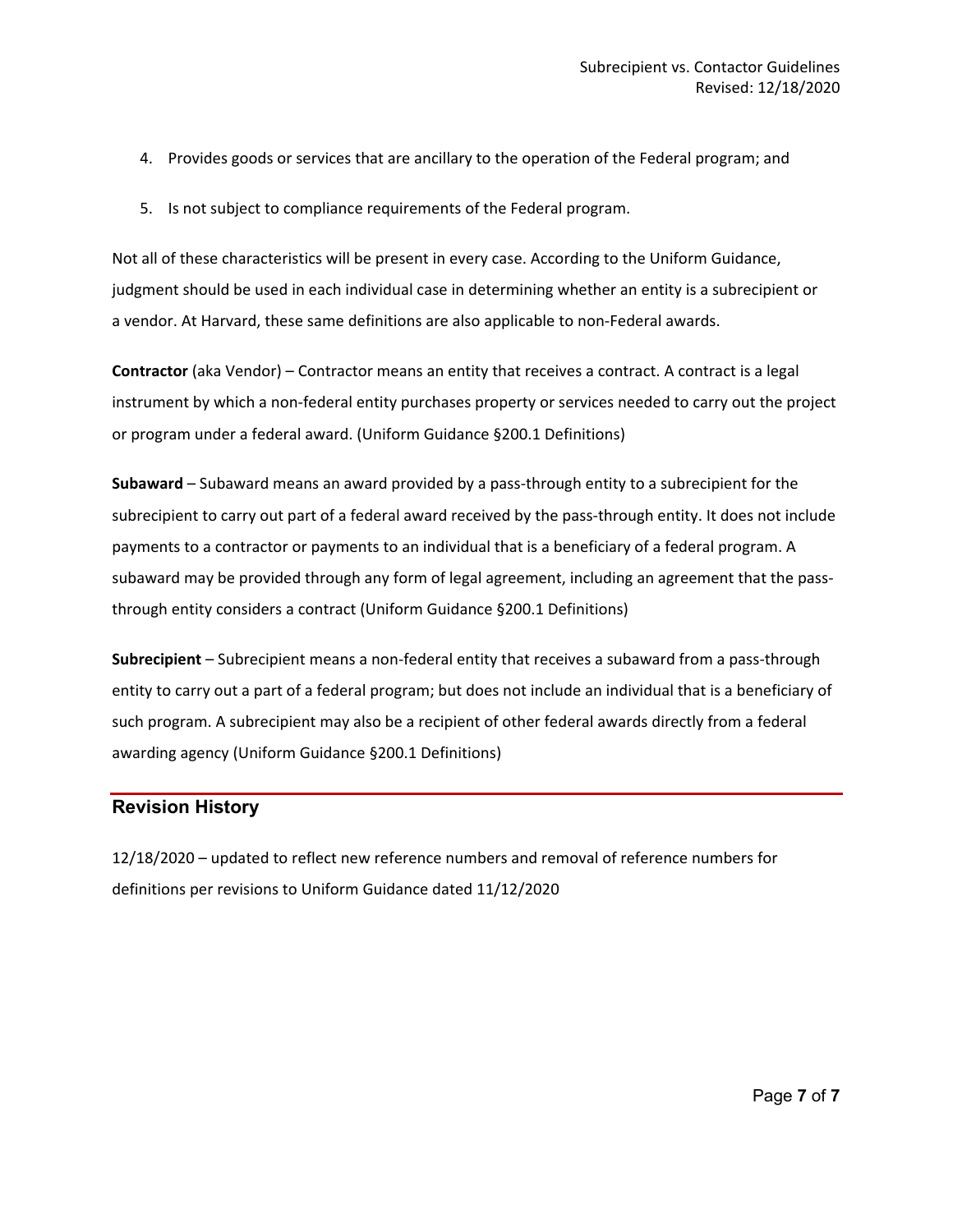4. Provides goods or services that are ancillary to the operation of the Federal program; and
5. Is not subject to compliance requirements of the Federal program.

Not all of these characteristics will be present in every case. According to the Uniform Guidance, judgment should be used in each individual case in determining whether an entity is a subrecipient or a vendor. At Harvard, these same definitions are also applicable to non-Federal awards.

**Contractor** (aka Vendor) – Contractor means an entity that receives a contract. A contract is a legal instrument by which a non-federal entity purchases property or services needed to carry out the project or program under a federal award. (Uniform Guidance §200.1 Definitions)

**Subaward** – Subaward means an award provided by a pass-through entity to a subrecipient for the subrecipient to carry out part of a federal award received by the pass-through entity. It does not include payments to a contractor or payments to an individual that is a beneficiary of a federal program. A subaward may be provided through any form of legal agreement, including an agreement that the pass-through entity considers a contract (Uniform Guidance §200.1 Definitions)

**Subrecipient** – Subrecipient means a non-federal entity that receives a subaward from a pass-through entity to carry out a part of a federal program; but does not include an individual that is a beneficiary of such program. A subrecipient may also be a recipient of other federal awards directly from a federal awarding agency (Uniform Guidance §200.1 Definitions)

## Revision History

12/18/2020 – updated to reflect new reference numbers and removal of reference numbers for definitions per revisions to Uniform Guidance dated 11/12/2020